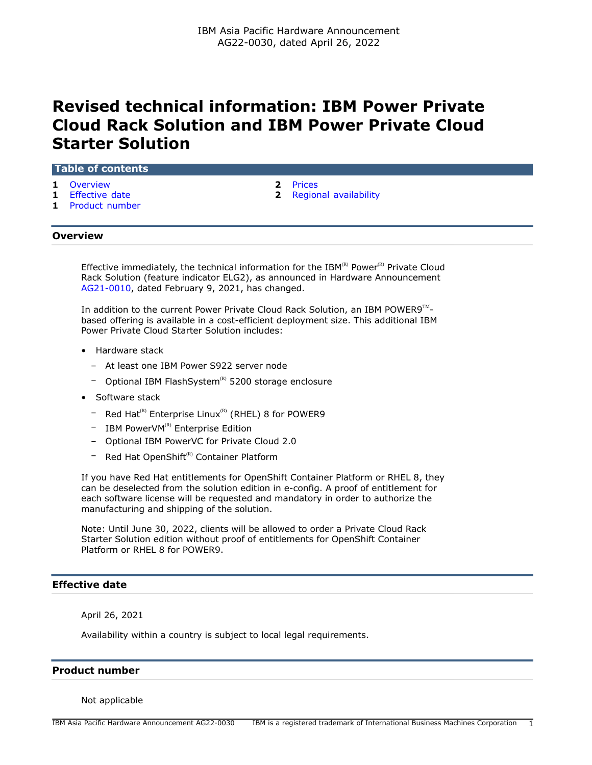IBM Asia Pacific Hardware Announcement
AG22-0030, dated April 26, 2022

# Revised technical information: IBM Power Private Cloud Rack Solution and IBM Power Private Cloud Starter Solution

## Table of contents

- 1 Overview
- 1 Effective date
- 1 Product number
- 2 Prices
- 2 Regional availability

## Overview

Effective immediately, the technical information for the IBM(R) Power(R) Private Cloud Rack Solution (feature indicator ELG2), as announced in Hardware Announcement AG21-0010, dated February 9, 2021, has changed.

In addition to the current Power Private Cloud Rack Solution, an IBM POWER9(TM)-based offering is available in a cost-efficient deployment size. This additional IBM Power Private Cloud Starter Solution includes:

- Hardware stack
  - At least one IBM Power S922 server node
  - Optional IBM FlashSystem(R) 5200 storage enclosure
- Software stack
  - Red Hat(R) Enterprise Linux(R) (RHEL) 8 for POWER9
  - IBM PowerVM(R) Enterprise Edition
  - Optional IBM PowerVC for Private Cloud 2.0
  - Red Hat OpenShift(R) Container Platform

If you have Red Hat entitlements for OpenShift Container Platform or RHEL 8, they can be deselected from the solution edition in e-config. A proof of entitlement for each software license will be requested and mandatory in order to authorize the manufacturing and shipping of the solution.

Note: Until June 30, 2022, clients will be allowed to order a Private Cloud Rack Starter Solution edition without proof of entitlements for OpenShift Container Platform or RHEL 8 for POWER9.

## Effective date

April 26, 2021

Availability within a country is subject to local legal requirements.

## Product number

Not applicable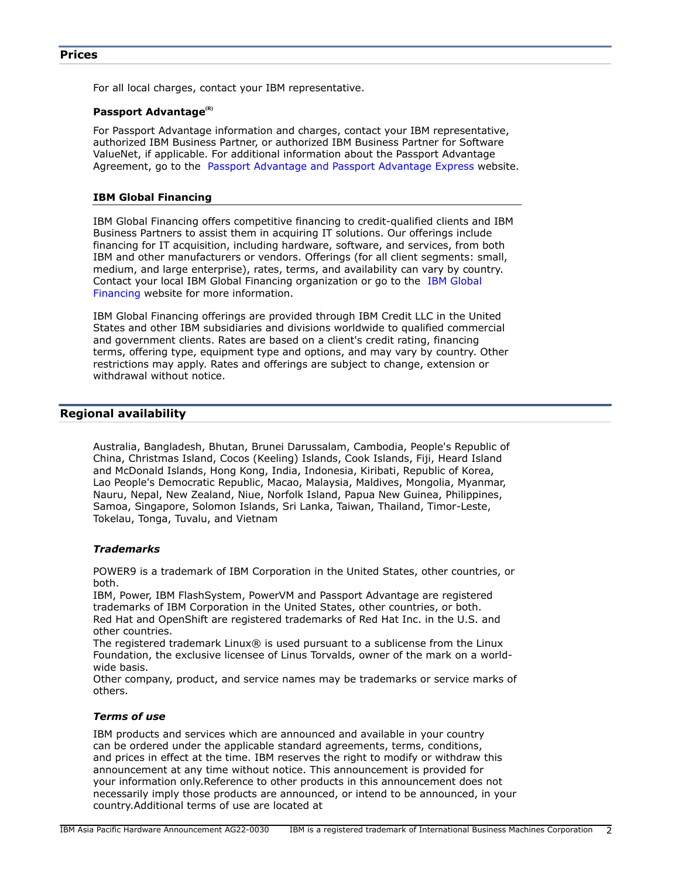## Prices

For all local charges, contact your IBM representative.

### Passport Advantage(R)

For Passport Advantage information and charges, contact your IBM representative, authorized IBM Business Partner, or authorized IBM Business Partner for Software ValueNet, if applicable. For additional information about the Passport Advantage Agreement, go to the Passport Advantage and Passport Advantage Express website.

### IBM Global Financing

IBM Global Financing offers competitive financing to credit-qualified clients and IBM Business Partners to assist them in acquiring IT solutions. Our offerings include financing for IT acquisition, including hardware, software, and services, from both IBM and other manufacturers or vendors. Offerings (for all client segments: small, medium, and large enterprise), rates, terms, and availability can vary by country. Contact your local IBM Global Financing organization or go to the IBM Global Financing website for more information.

IBM Global Financing offerings are provided through IBM Credit LLC in the United States and other IBM subsidiaries and divisions worldwide to qualified commercial and government clients. Rates are based on a client's credit rating, financing terms, offering type, equipment type and options, and may vary by country. Other restrictions may apply. Rates and offerings are subject to change, extension or withdrawal without notice.

## Regional availability

Australia, Bangladesh, Bhutan, Brunei Darussalam, Cambodia, People's Republic of China, Christmas Island, Cocos (Keeling) Islands, Cook Islands, Fiji, Heard Island and McDonald Islands, Hong Kong, India, Indonesia, Kiribati, Republic of Korea, Lao People's Democratic Republic, Macao, Malaysia, Maldives, Mongolia, Myanmar, Nauru, Nepal, New Zealand, Niue, Norfolk Island, Papua New Guinea, Philippines, Samoa, Singapore, Solomon Islands, Sri Lanka, Taiwan, Thailand, Timor-Leste, Tokelau, Tonga, Tuvalu, and Vietnam

### *Trademarks*

POWER9 is a trademark of IBM Corporation in the United States, other countries, or both.
IBM, Power, IBM FlashSystem, PowerVM and Passport Advantage are registered trademarks of IBM Corporation in the United States, other countries, or both.
Red Hat and OpenShift are registered trademarks of Red Hat Inc. in the U.S. and other countries.
The registered trademark Linux® is used pursuant to a sublicense from the Linux Foundation, the exclusive licensee of Linus Torvalds, owner of the mark on a world-wide basis.
Other company, product, and service names may be trademarks or service marks of others.

### *Terms of use*

IBM products and services which are announced and available in your country can be ordered under the applicable standard agreements, terms, conditions, and prices in effect at the time. IBM reserves the right to modify or withdraw this announcement at any time without notice. This announcement is provided for your information only.Reference to other products in this announcement does not necessarily imply those products are announced, or intend to be announced, in your country.Additional terms of use are located at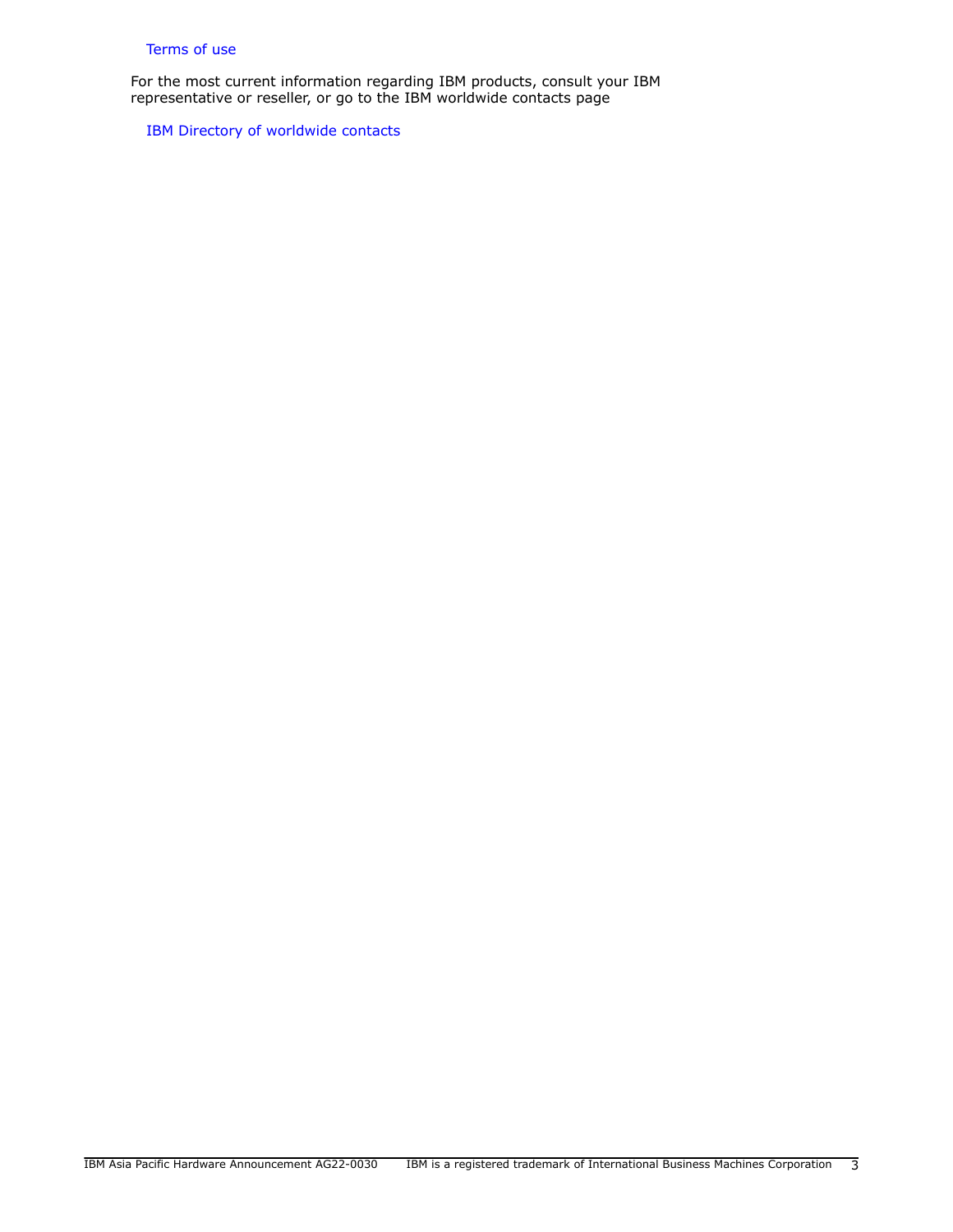Terms of use

For the most current information regarding IBM products, consult your IBM representative or reseller, or go to the IBM worldwide contacts page

IBM Directory of worldwide contacts